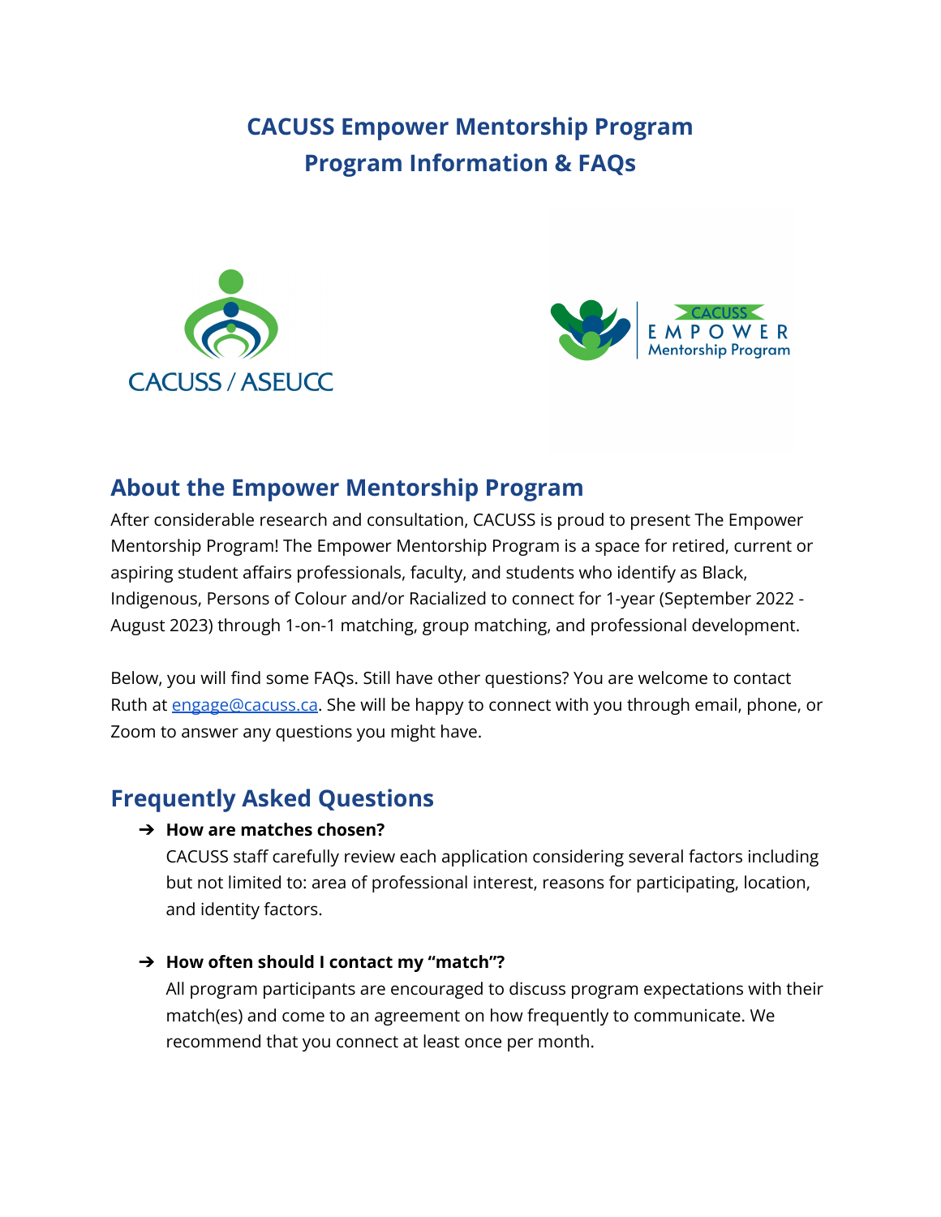# CACUSS Empower Mentorship Program
# Program Information & FAQs

## About the Empower Mentorship Program

After considerable research and consultation, CACUSS is proud to present The Empower Mentorship Program! The Empower Mentorship Program is a space for retired, current or aspiring student affairs professionals, faculty, and students who identify as Black, Indigenous, Persons of Colour and/or Racialized to connect for 1-year (September 2022 - August 2023) through 1-on-1 matching, group matching, and professional development.

Below, you will find some FAQs. Still have other questions? You are welcome to contact Ruth at engage@cacuss.ca. She will be happy to connect with you through email, phone, or Zoom to answer any questions you might have.

## Frequently Asked Questions

- **How are matches chosen?**
  CACUSS staff carefully review each application considering several factors including but not limited to: area of professional interest, reasons for participating, location, and identity factors.

- **How often should I contact my "match"?**
  All program participants are encouraged to discuss program expectations with their match(es) and come to an agreement on how frequently to communicate. We recommend that you connect at least once per month.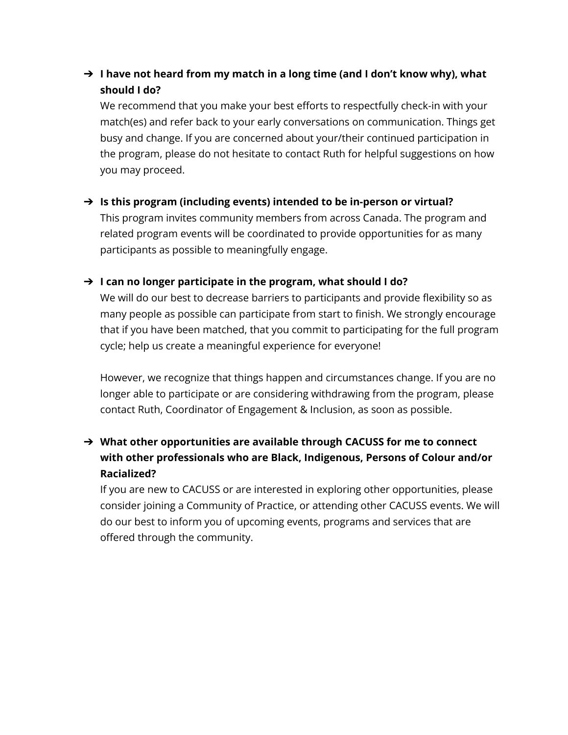➔ **I have not heard from my match in a long time (and I don't know why), what should I do?**
We recommend that you make your best efforts to respectfully check-in with your match(es) and refer back to your early conversations on communication. Things get busy and change. If you are concerned about your/their continued participation in the program, please do not hesitate to contact Ruth for helpful suggestions on how you may proceed.

➔ **Is this program (including events) intended to be in-person or virtual?**
This program invites community members from across Canada. The program and related program events will be coordinated to provide opportunities for as many participants as possible to meaningfully engage.

➔ **I can no longer participate in the program, what should I do?**
We will do our best to decrease barriers to participants and provide flexibility so as many people as possible can participate from start to finish. We strongly encourage that if you have been matched, that you commit to participating for the full program cycle; help us create a meaningful experience for everyone!

However, we recognize that things happen and circumstances change. If you are no longer able to participate or are considering withdrawing from the program, please contact Ruth, Coordinator of Engagement & Inclusion, as soon as possible.

➔ **What other opportunities are available through CACUSS for me to connect with other professionals who are Black, Indigenous, Persons of Colour and/or Racialized?**
If you are new to CACUSS or are interested in exploring other opportunities, please consider joining a Community of Practice, or attending other CACUSS events. We will do our best to inform you of upcoming events, programs and services that are offered through the community.